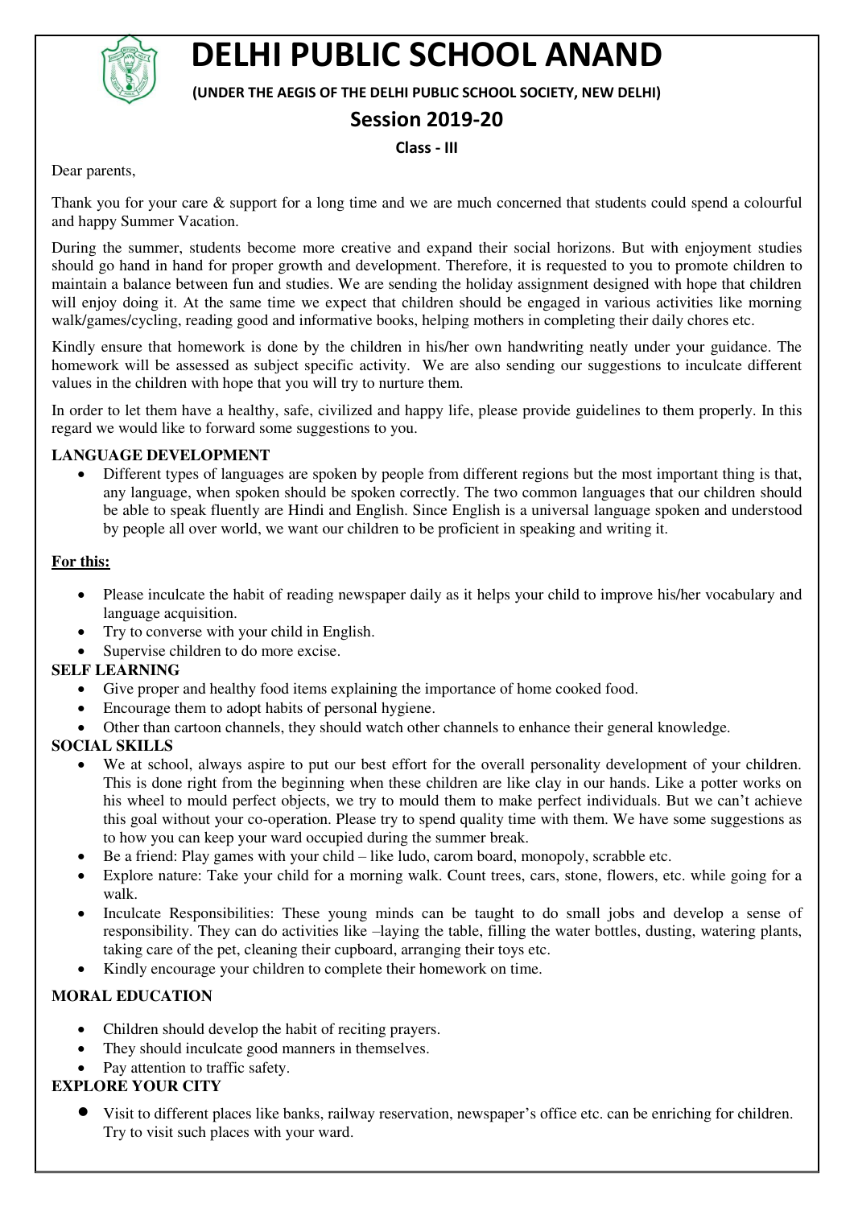# DELHI PUBLIC SCHOOL ANAND

**(UNDER THE AEGIS OF THE DELHI PUBLIC SCHOOL SOCIETY, NEW DELHI)**

## Session 2019-20

**Class - III**

Dear parents,

Thank you for your care & support for a long time and we are much concerned that students could spend a colourful and happy Summer Vacation.

During the summer, students become more creative and expand their social horizons. But with enjoyment studies should go hand in hand for proper growth and development. Therefore, it is requested to you to promote children to maintain a balance between fun and studies. We are sending the holiday assignment designed with hope that children will enjoy doing it. At the same time we expect that children should be engaged in various activities like morning walk/games/cycling, reading good and informative books, helping mothers in completing their daily chores etc.

Kindly ensure that homework is done by the children in his/her own handwriting neatly under your guidance. The homework will be assessed as subject specific activity. We are also sending our suggestions to inculcate different values in the children with hope that you will try to nurture them.

In order to let them have a healthy, safe, civilized and happy life, please provide guidelines to them properly. In this regard we would like to forward some suggestions to you.

**LANGUAGE DEVELOPMENT**

- Different types of languages are spoken by people from different regions but the most important thing is that, any language, when spoken should be spoken correctly. The two common languages that our children should be able to speak fluently are Hindi and English. Since English is a universal language spoken and understood by people all over world, we want our children to be proficient in speaking and writing it.

**<u>For this:</u>**

- Please inculcate the habit of reading newspaper daily as it helps your child to improve his/her vocabulary and language acquisition.
- Try to converse with your child in English.
- Supervise children to do more excise.

**SELF LEARNING**

- Give proper and healthy food items explaining the importance of home cooked food.
- Encourage them to adopt habits of personal hygiene.
- Other than cartoon channels, they should watch other channels to enhance their general knowledge.

**SOCIAL SKILLS**

- We at school, always aspire to put our best effort for the overall personality development of your children. This is done right from the beginning when these children are like clay in our hands. Like a potter works on his wheel to mould perfect objects, we try to mould them to make perfect individuals. But we can't achieve this goal without your co-operation. Please try to spend quality time with them. We have some suggestions as to how you can keep your ward occupied during the summer break.
- Be a friend: Play games with your child – like ludo, carom board, monopoly, scrabble etc.
- Explore nature: Take your child for a morning walk. Count trees, cars, stone, flowers, etc. while going for a walk.
- Inculcate Responsibilities: These young minds can be taught to do small jobs and develop a sense of responsibility. They can do activities like –laying the table, filling the water bottles, dusting, watering plants, taking care of the pet, cleaning their cupboard, arranging their toys etc.
- Kindly encourage your children to complete their homework on time.

**MORAL EDUCATION**

- Children should develop the habit of reciting prayers.
- They should inculcate good manners in themselves.
- Pay attention to traffic safety.

**EXPLORE YOUR CITY**

- Visit to different places like banks, railway reservation, newspaper's office etc. can be enriching for children. Try to visit such places with your ward.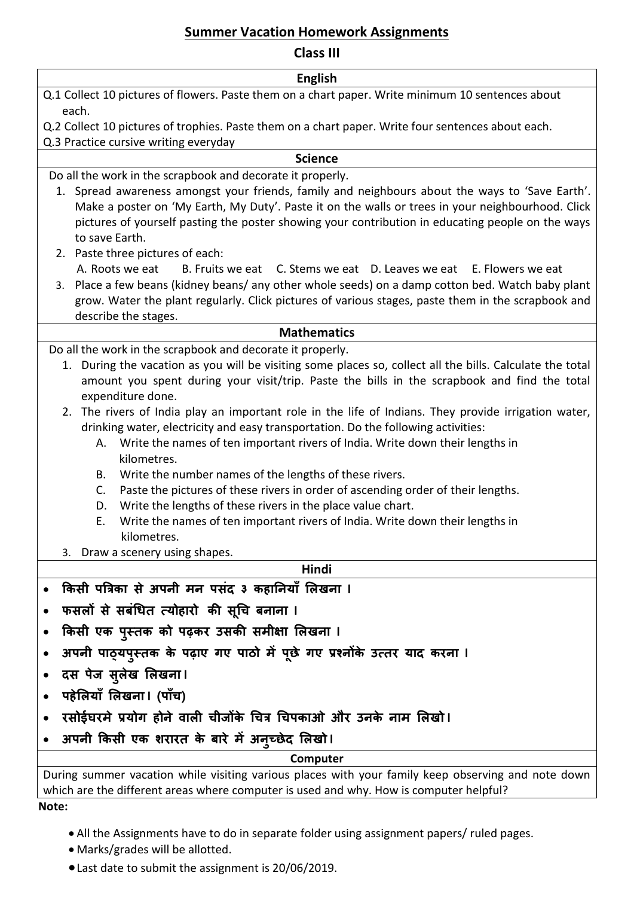## Summer Vacation Homework Assignments

## Class III

### English

Q.1 Collect 10 pictures of flowers. Paste them on a chart paper. Write minimum 10 sentences about each.

Q.2 Collect 10 pictures of trophies. Paste them on a chart paper. Write four sentences about each.

Q.3 Practice cursive writing everyday

### Science

Do all the work in the scrapbook and decorate it properly.

1. Spread awareness amongst your friends, family and neighbours about the ways to 'Save Earth'. Make a poster on 'My Earth, My Duty'. Paste it on the walls or trees in your neighbourhood. Click pictures of yourself pasting the poster showing your contribution in educating people on the ways to save Earth.
2. Paste three pictures of each:
   A. Roots we eat  B. Fruits we eat  C. Stems we eat  D. Leaves we eat  E. Flowers we eat
3. Place a few beans (kidney beans/ any other whole seeds) on a damp cotton bed. Watch baby plant grow. Water the plant regularly. Click pictures of various stages, paste them in the scrapbook and describe the stages.

### Mathematics

Do all the work in the scrapbook and decorate it properly.

1. During the vacation as you will be visiting some places so, collect all the bills. Calculate the total amount you spent during your visit/trip. Paste the bills in the scrapbook and find the total expenditure done.
2. The rivers of India play an important role in the life of Indians. They provide irrigation water, drinking water, electricity and easy transportation. Do the following activities:
   A. Write the names of ten important rivers of India. Write down their lengths in kilometres.
   B. Write the number names of the lengths of these rivers.
   C. Paste the pictures of these rivers in order of ascending order of their lengths.
   D. Write the lengths of these rivers in the place value chart.
   E. Write the names of ten important rivers of India. Write down their lengths in kilometres.
3. Draw a scenery using shapes.

### Hindi

- किसी पत्रिका से अपनी मन पसंद ३ कहानियाँ लिखना ।
- फसलों से सबंधित त्योहारो की सूचि बनाना ।
- किसी एक पुस्तक को पढ़कर उसकी समीक्षा लिखना ।
- अपनी पाठ्यपुस्तक के पढ़ाए गए पाठो में पूछे गए प्रश्नोंके उत्तर याद करना ।
- दस पेज सुलेख लिखना।
- पहेलियाँ लिखना। (पाँच)
- रसोईघरमे प्रयोग होने वाली चीजोंके चित्र चिपकाओ और उनके नाम लिखो।
- अपनी किसी एक शरारत के बारे में अनुच्छेद लिखो।

### Computer

During summer vacation while visiting various places with your family keep observing and note down which are the different areas where computer is used and why. How is computer helpful?

**Note:**

- All the Assignments have to do in separate folder using assignment papers/ ruled pages.
- Marks/grades will be allotted.
- Last date to submit the assignment is 20/06/2019.